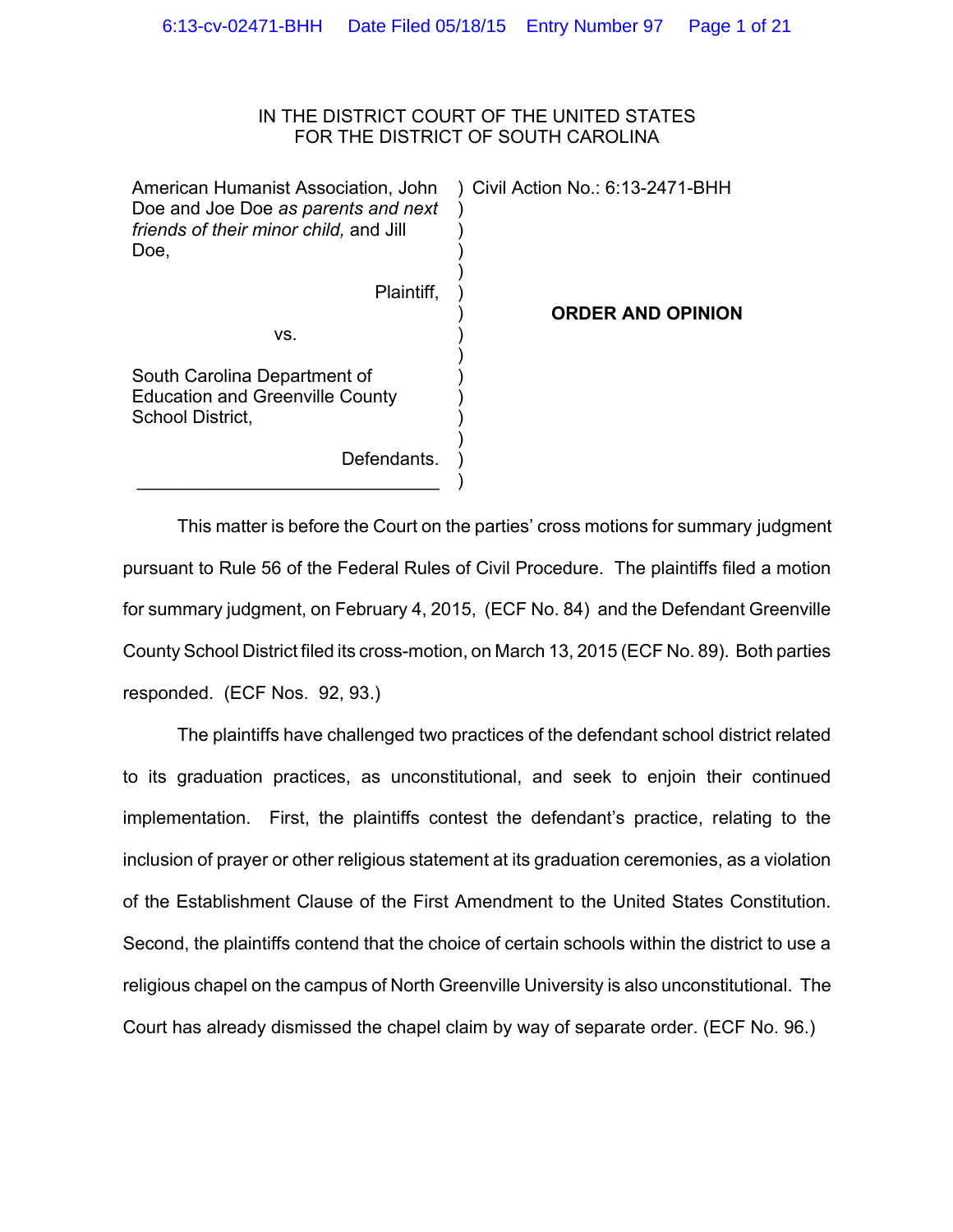IN THE DISTRICT COURT OF THE UNITED STATES
FOR THE DISTRICT OF SOUTH CAROLINA

American Humanist Association, John Doe and Joe Doe *as parents and next friends of their minor child,* and Jill Doe,

Plaintiff,

vs.

South Carolina Department of Education and Greenville County School District,

Defendants.

Civil Action No.: 6:13-2471-BHH

**ORDER AND OPINION**

This matter is before the Court on the parties' cross motions for summary judgment pursuant to Rule 56 of the Federal Rules of Civil Procedure. The plaintiffs filed a motion for summary judgment, on February 4, 2015, (ECF No. 84) and the Defendant Greenville County School District filed its cross-motion, on March 13, 2015 (ECF No. 89). Both parties responded. (ECF Nos. 92, 93.)

The plaintiffs have challenged two practices of the defendant school district related to its graduation practices, as unconstitutional, and seek to enjoin their continued implementation. First, the plaintiffs contest the defendant's practice, relating to the inclusion of prayer or other religious statement at its graduation ceremonies, as a violation of the Establishment Clause of the First Amendment to the United States Constitution. Second, the plaintiffs contend that the choice of certain schools within the district to use a religious chapel on the campus of North Greenville University is also unconstitutional. The Court has already dismissed the chapel claim by way of separate order. (ECF No. 96.)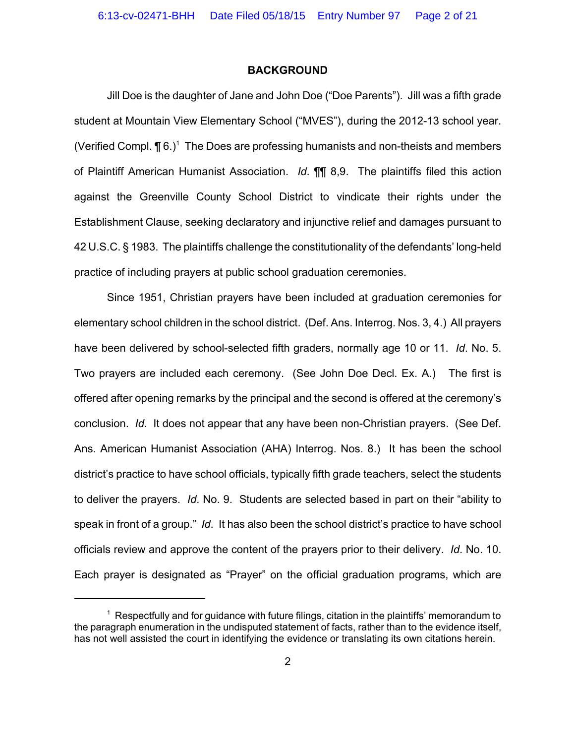**BACKGROUND**

Jill Doe is the daughter of Jane and John Doe ("Doe Parents"). Jill was a fifth grade student at Mountain View Elementary School ("MVES"), during the 2012-13 school year. (Verified Compl. ¶ 6.)[1] The Does are professing humanists and non-theists and members of Plaintiff American Humanist Association. *Id*. ¶¶ 8,9. The plaintiffs filed this action against the Greenville County School District to vindicate their rights under the Establishment Clause, seeking declaratory and injunctive relief and damages pursuant to 42 U.S.C. § 1983. The plaintiffs challenge the constitutionality of the defendants' long-held practice of including prayers at public school graduation ceremonies.

Since 1951, Christian prayers have been included at graduation ceremonies for elementary school children in the school district. (Def. Ans. Interrog. Nos. 3, 4.) All prayers have been delivered by school-selected fifth graders, normally age 10 or 11. *Id*. No. 5. Two prayers are included each ceremony. (See John Doe Decl. Ex. A.) The first is offered after opening remarks by the principal and the second is offered at the ceremony's conclusion. *Id*. It does not appear that any have been non-Christian prayers. (See Def. Ans. American Humanist Association (AHA) Interrog. Nos. 8.) It has been the school district's practice to have school officials, typically fifth grade teachers, select the students to deliver the prayers. *Id*. No. 9. Students are selected based in part on their "ability to speak in front of a group." *Id*. It has also been the school district's practice to have school officials review and approve the content of the prayers prior to their delivery. *Id*. No. 10. Each prayer is designated as "Prayer" on the official graduation programs, which are

[1] Respectfully and for guidance with future filings, citation in the plaintiffs' memorandum to the paragraph enumeration in the undisputed statement of facts, rather than to the evidence itself, has not well assisted the court in identifying the evidence or translating its own citations herein.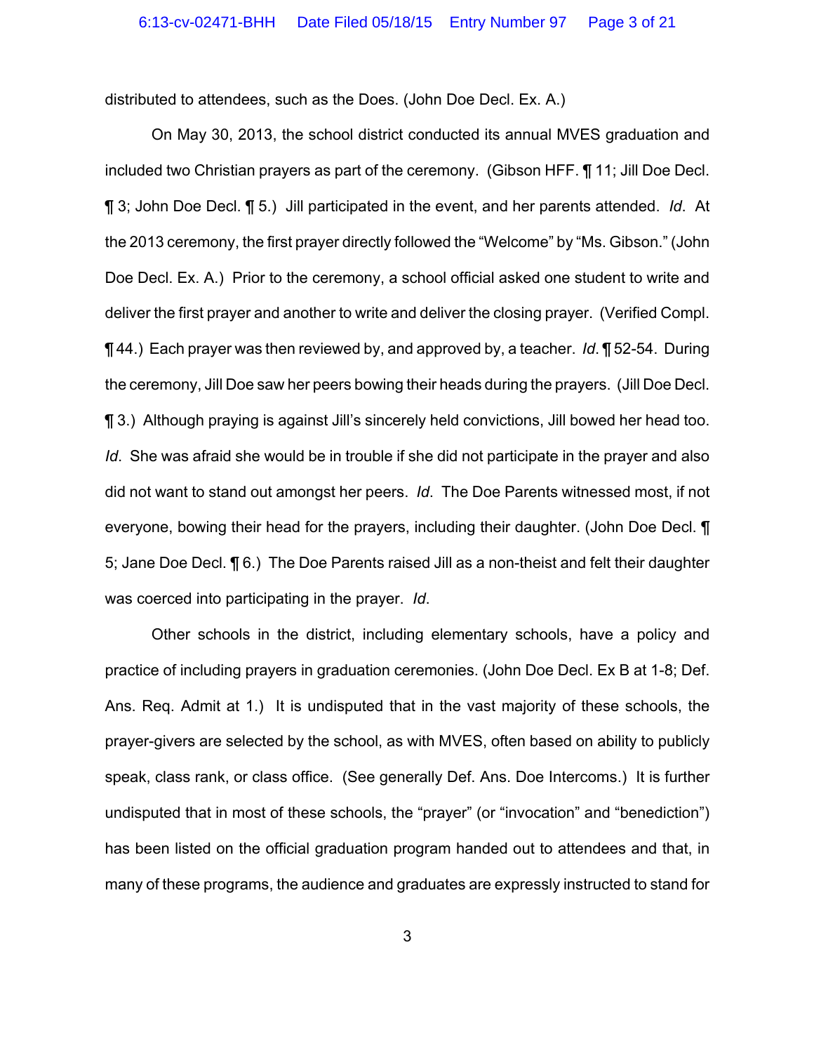distributed to attendees, such as the Does. (John Doe Decl. Ex. A.)

On May 30, 2013, the school district conducted its annual MVES graduation and included two Christian prayers as part of the ceremony. (Gibson HFF. ¶ 11; Jill Doe Decl. ¶ 3; John Doe Decl. ¶ 5.) Jill participated in the event, and her parents attended. *Id*. At the 2013 ceremony, the first prayer directly followed the "Welcome" by "Ms. Gibson." (John Doe Decl. Ex. A.) Prior to the ceremony, a school official asked one student to write and deliver the first prayer and another to write and deliver the closing prayer. (Verified Compl. ¶ 44.) Each prayer was then reviewed by, and approved by, a teacher. *Id*. ¶ 52-54. During the ceremony, Jill Doe saw her peers bowing their heads during the prayers. (Jill Doe Decl. ¶ 3.) Although praying is against Jill's sincerely held convictions, Jill bowed her head too. *Id*. She was afraid she would be in trouble if she did not participate in the prayer and also did not want to stand out amongst her peers. *Id*. The Doe Parents witnessed most, if not everyone, bowing their head for the prayers, including their daughter. (John Doe Decl. ¶ 5; Jane Doe Decl. ¶ 6.) The Doe Parents raised Jill as a non-theist and felt their daughter was coerced into participating in the prayer. *Id*.

Other schools in the district, including elementary schools, have a policy and practice of including prayers in graduation ceremonies. (John Doe Decl. Ex B at 1-8; Def. Ans. Req. Admit at 1.) It is undisputed that in the vast majority of these schools, the prayer-givers are selected by the school, as with MVES, often based on ability to publicly speak, class rank, or class office. (See generally Def. Ans. Doe Intercoms.) It is further undisputed that in most of these schools, the "prayer" (or "invocation" and "benediction") has been listed on the official graduation program handed out to attendees and that, in many of these programs, the audience and graduates are expressly instructed to stand for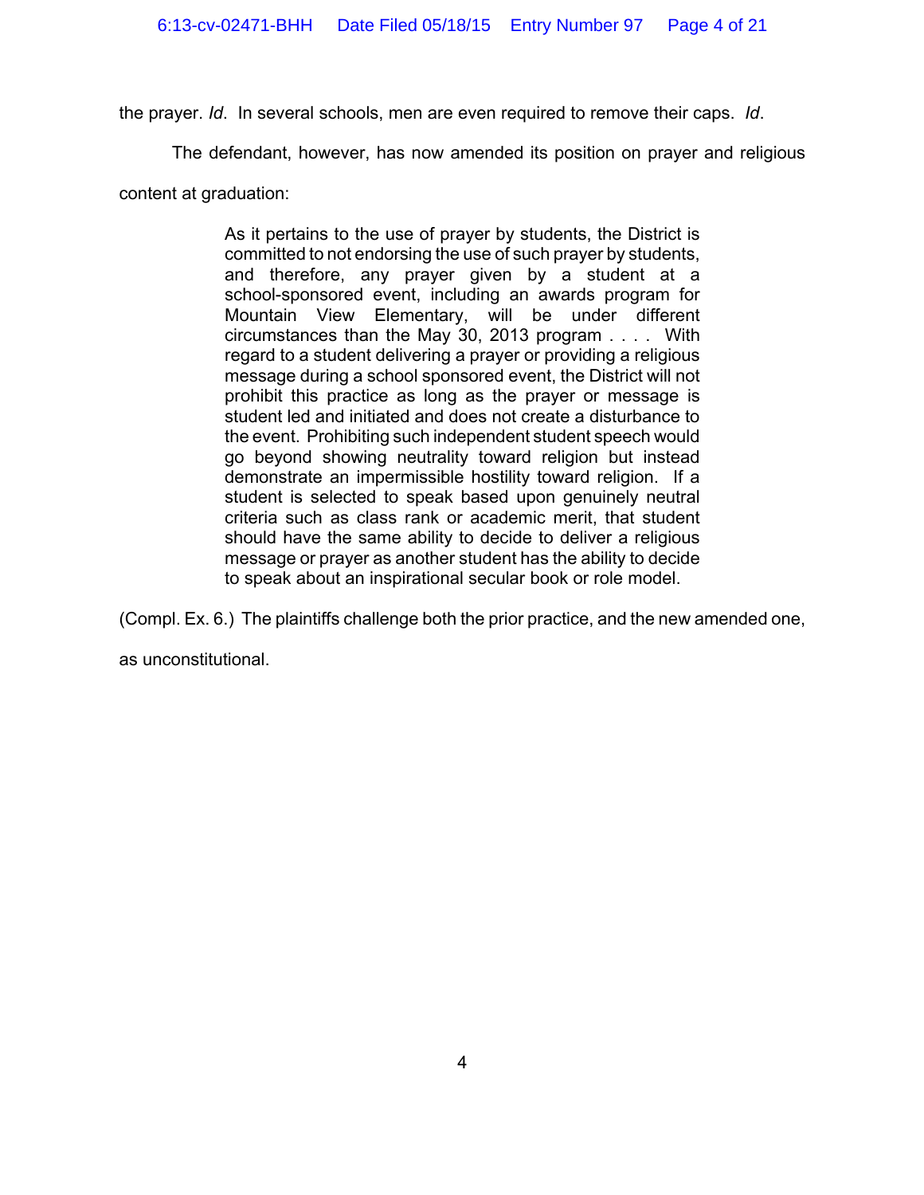the prayer. *Id*. In several schools, men are even required to remove their caps. *Id*.

The defendant, however, has now amended its position on prayer and religious content at graduation:

> As it pertains to the use of prayer by students, the District is committed to not endorsing the use of such prayer by students, and therefore, any prayer given by a student at a school-sponsored event, including an awards program for Mountain View Elementary, will be under different circumstances than the May 30, 2013 program . . . . With regard to a student delivering a prayer or providing a religious message during a school sponsored event, the District will not prohibit this practice as long as the prayer or message is student led and initiated and does not create a disturbance to the event. Prohibiting such independent student speech would go beyond showing neutrality toward religion but instead demonstrate an impermissible hostility toward religion. If a student is selected to speak based upon genuinely neutral criteria such as class rank or academic merit, that student should have the same ability to decide to deliver a religious message or prayer as another student has the ability to decide to speak about an inspirational secular book or role model.

(Compl. Ex. 6.) The plaintiffs challenge both the prior practice, and the new amended one, as unconstitutional.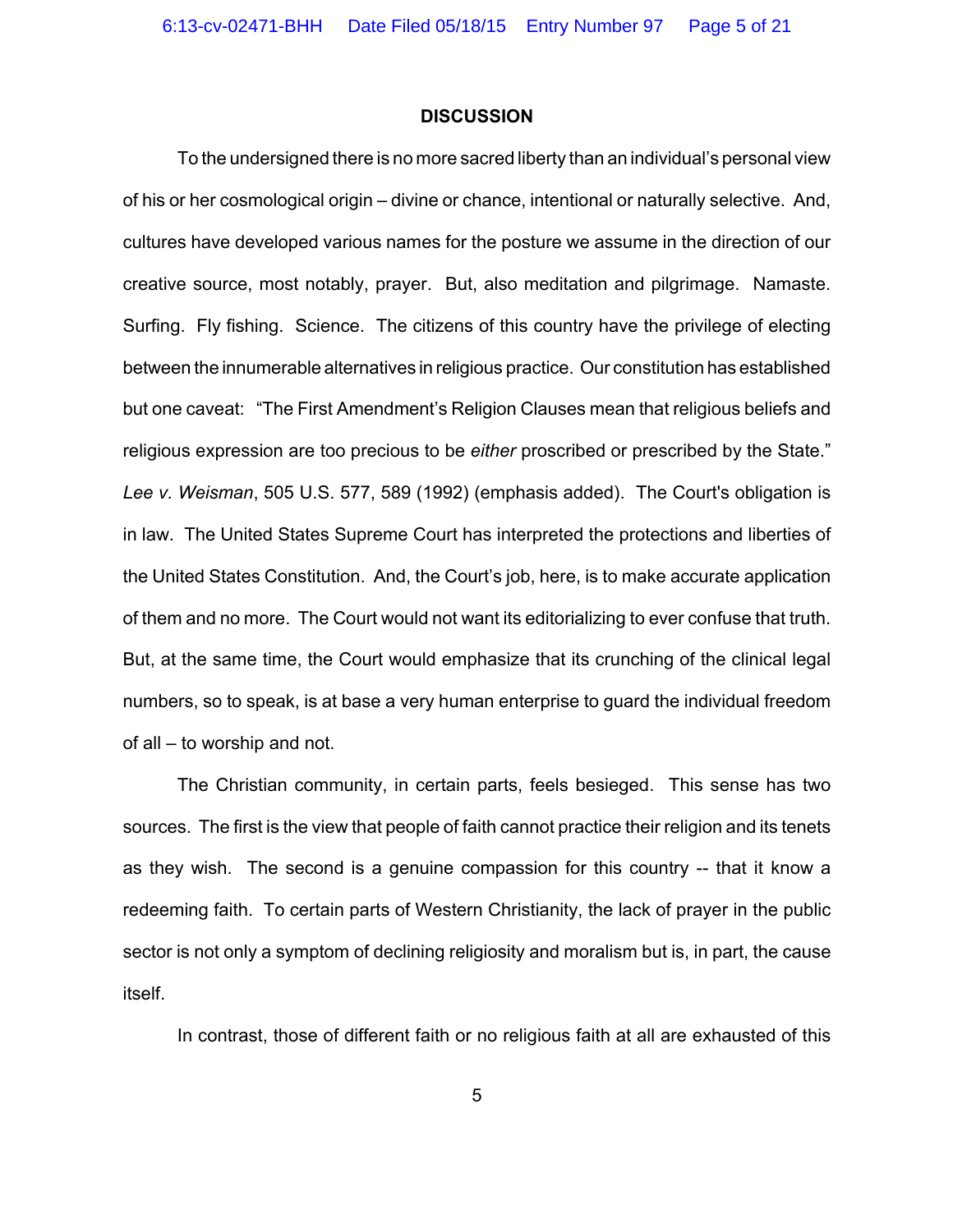## DISCUSSION

To the undersigned there is no more sacred liberty than an individual's personal view of his or her cosmological origin – divine or chance, intentional or naturally selective. And, cultures have developed various names for the posture we assume in the direction of our creative source, most notably, prayer. But, also meditation and pilgrimage. Namaste. Surfing. Fly fishing. Science. The citizens of this country have the privilege of electing between the innumerable alternatives in religious practice. Our constitution has established but one caveat: "The First Amendment's Religion Clauses mean that religious beliefs and religious expression are too precious to be *either* proscribed or prescribed by the State." *Lee v. Weisman*, 505 U.S. 577, 589 (1992) (emphasis added). The Court's obligation is in law. The United States Supreme Court has interpreted the protections and liberties of the United States Constitution. And, the Court's job, here, is to make accurate application of them and no more. The Court would not want its editorializing to ever confuse that truth. But, at the same time, the Court would emphasize that its crunching of the clinical legal numbers, so to speak, is at base a very human enterprise to guard the individual freedom of all – to worship and not.

The Christian community, in certain parts, feels besieged. This sense has two sources. The first is the view that people of faith cannot practice their religion and its tenets as they wish. The second is a genuine compassion for this country -- that it know a redeeming faith. To certain parts of Western Christianity, the lack of prayer in the public sector is not only a symptom of declining religiosity and moralism but is, in part, the cause itself.

In contrast, those of different faith or no religious faith at all are exhausted of this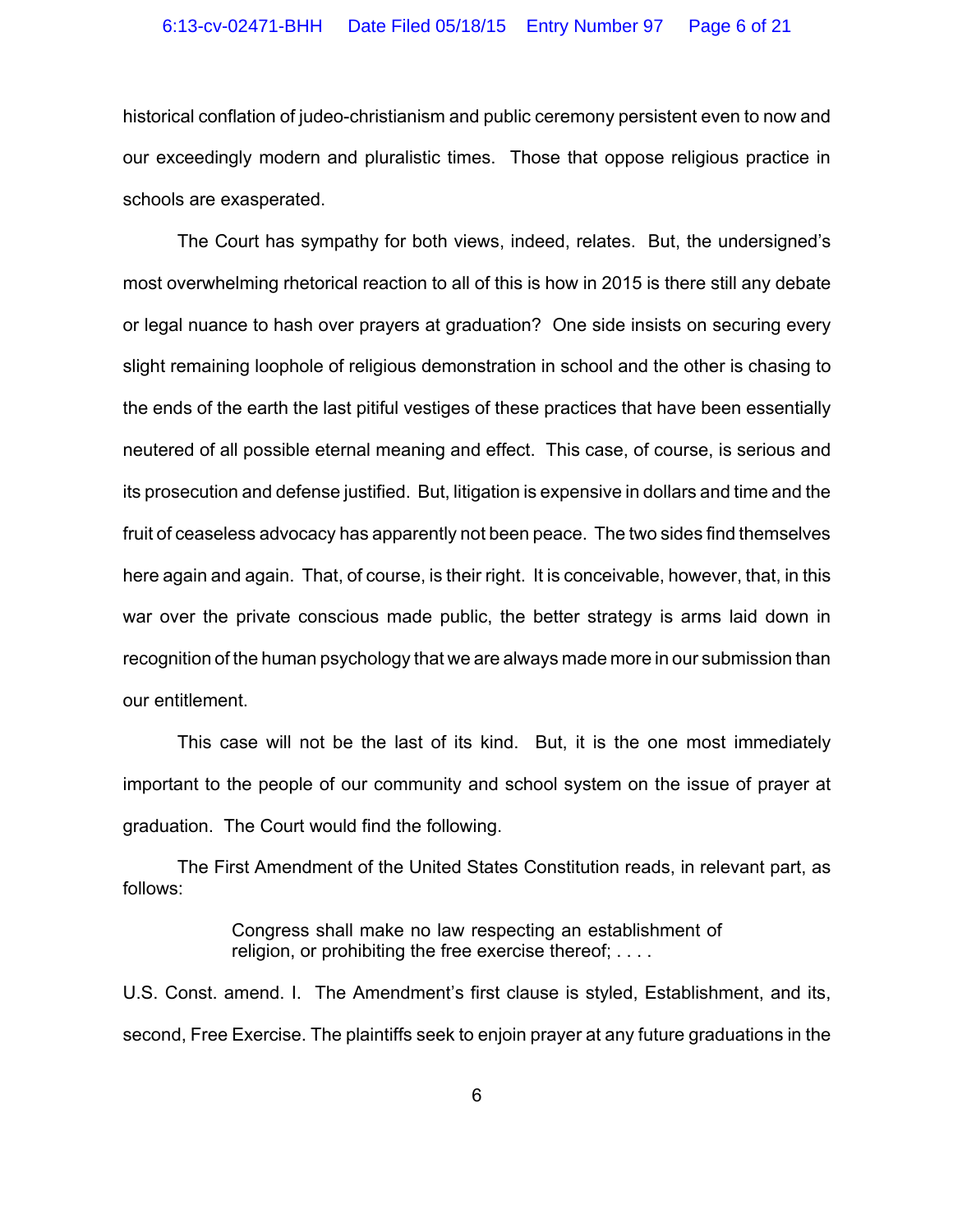historical conflation of judeo-christianism and public ceremony persistent even to now and our exceedingly modern and pluralistic times. Those that oppose religious practice in schools are exasperated.

The Court has sympathy for both views, indeed, relates. But, the undersigned's most overwhelming rhetorical reaction to all of this is how in 2015 is there still any debate or legal nuance to hash over prayers at graduation? One side insists on securing every slight remaining loophole of religious demonstration in school and the other is chasing to the ends of the earth the last pitiful vestiges of these practices that have been essentially neutered of all possible eternal meaning and effect. This case, of course, is serious and its prosecution and defense justified. But, litigation is expensive in dollars and time and the fruit of ceaseless advocacy has apparently not been peace. The two sides find themselves here again and again. That, of course, is their right. It is conceivable, however, that, in this war over the private conscious made public, the better strategy is arms laid down in recognition of the human psychology that we are always made more in our submission than our entitlement.

This case will not be the last of its kind. But, it is the one most immediately important to the people of our community and school system on the issue of prayer at graduation. The Court would find the following.

The First Amendment of the United States Constitution reads, in relevant part, as follows:

> Congress shall make no law respecting an establishment of religion, or prohibiting the free exercise thereof; . . . .

U.S. Const. amend. I. The Amendment's first clause is styled, Establishment, and its, second, Free Exercise. The plaintiffs seek to enjoin prayer at any future graduations in the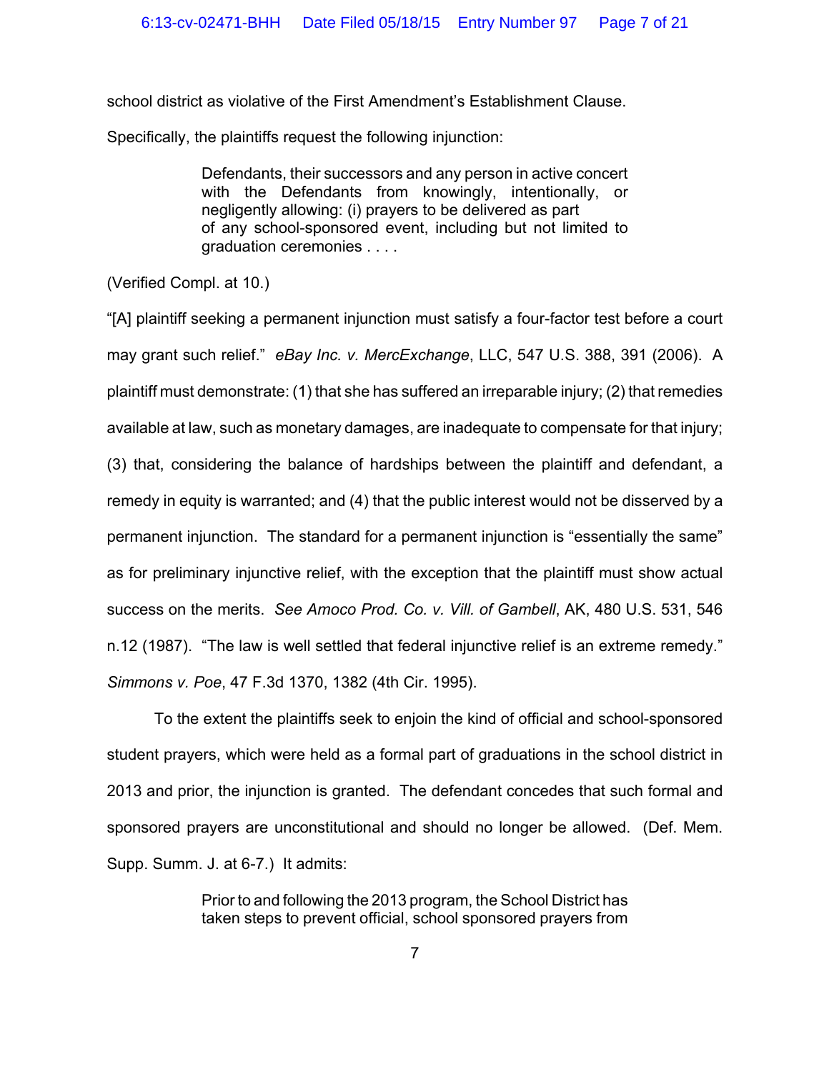school district as violative of the First Amendment's Establishment Clause. Specifically, the plaintiffs request the following injunction:

> Defendants, their successors and any person in active concert with the Defendants from knowingly, intentionally, or negligently allowing: (i) prayers to be delivered as part of any school-sponsored event, including but not limited to graduation ceremonies . . . .

(Verified Compl. at 10.)

"[A] plaintiff seeking a permanent injunction must satisfy a four-factor test before a court may grant such relief." *eBay Inc. v. MercExchange*, LLC, 547 U.S. 388, 391 (2006). A plaintiff must demonstrate: (1) that she has suffered an irreparable injury; (2) that remedies available at law, such as monetary damages, are inadequate to compensate for that injury; (3) that, considering the balance of hardships between the plaintiff and defendant, a remedy in equity is warranted; and (4) that the public interest would not be disserved by a permanent injunction. The standard for a permanent injunction is "essentially the same" as for preliminary injunctive relief, with the exception that the plaintiff must show actual success on the merits. *See Amoco Prod. Co. v. Vill. of Gambell*, AK, 480 U.S. 531, 546 n.12 (1987). "The law is well settled that federal injunctive relief is an extreme remedy." *Simmons v. Poe*, 47 F.3d 1370, 1382 (4th Cir. 1995).

To the extent the plaintiffs seek to enjoin the kind of official and school-sponsored student prayers, which were held as a formal part of graduations in the school district in 2013 and prior, the injunction is granted. The defendant concedes that such formal and sponsored prayers are unconstitutional and should no longer be allowed. (Def. Mem. Supp. Summ. J. at 6-7.) It admits:

> Prior to and following the 2013 program, the School District has taken steps to prevent official, school sponsored prayers from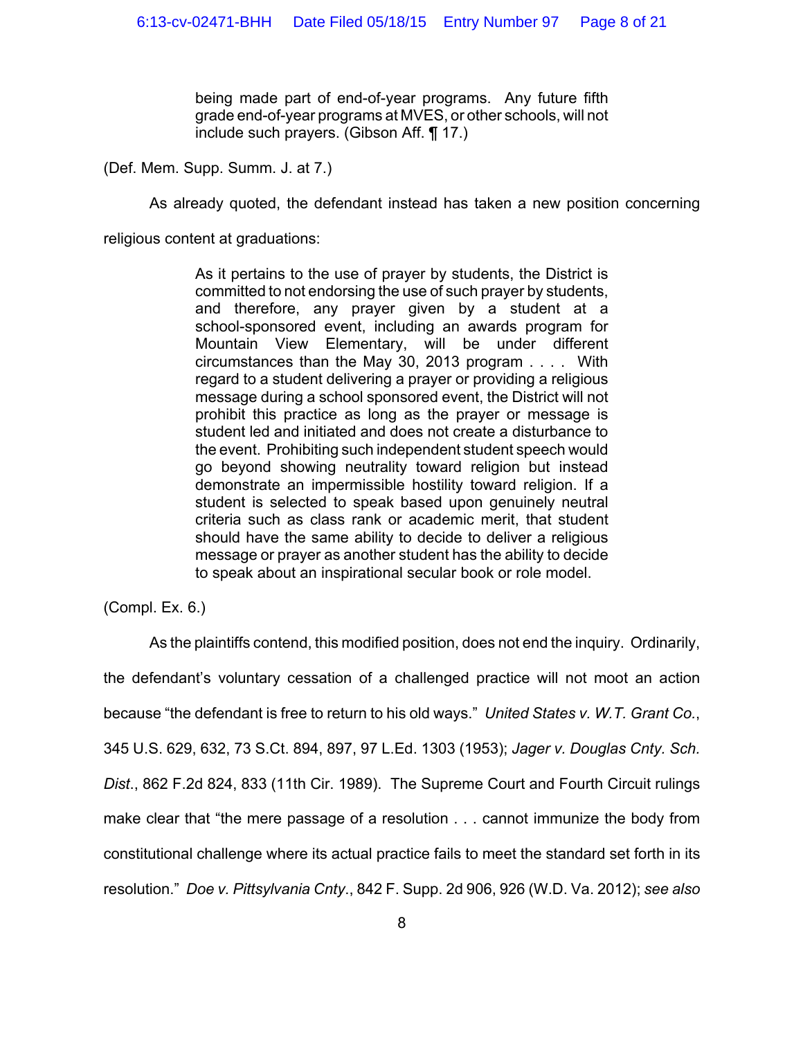> being made part of end-of-year programs. Any future fifth grade end-of-year programs at MVES, or other schools, will not include such prayers. (Gibson Aff. ¶ 17.)

(Def. Mem. Supp. Summ. J. at 7.)

As already quoted, the defendant instead has taken a new position concerning religious content at graduations:

> As it pertains to the use of prayer by students, the District is committed to not endorsing the use of such prayer by students, and therefore, any prayer given by a student at a school-sponsored event, including an awards program for Mountain View Elementary, will be under different circumstances than the May 30, 2013 program . . . . With regard to a student delivering a prayer or providing a religious message during a school sponsored event, the District will not prohibit this practice as long as the prayer or message is student led and initiated and does not create a disturbance to the event. Prohibiting such independent student speech would go beyond showing neutrality toward religion but instead demonstrate an impermissible hostility toward religion. If a student is selected to speak based upon genuinely neutral criteria such as class rank or academic merit, that student should have the same ability to decide to deliver a religious message or prayer as another student has the ability to decide to speak about an inspirational secular book or role model.

(Compl. Ex. 6.)

As the plaintiffs contend, this modified position, does not end the inquiry. Ordinarily, the defendant's voluntary cessation of a challenged practice will not moot an action because "the defendant is free to return to his old ways." *United States v. W.T. Grant Co.*, 345 U.S. 629, 632, 73 S.Ct. 894, 897, 97 L.Ed. 1303 (1953); *Jager v. Douglas Cnty. Sch. Dist.*, 862 F.2d 824, 833 (11th Cir. 1989). The Supreme Court and Fourth Circuit rulings make clear that "the mere passage of a resolution . . . cannot immunize the body from constitutional challenge where its actual practice fails to meet the standard set forth in its resolution." *Doe v. Pittsylvania Cnty.*, 842 F. Supp. 2d 906, 926 (W.D. Va. 2012); *see also*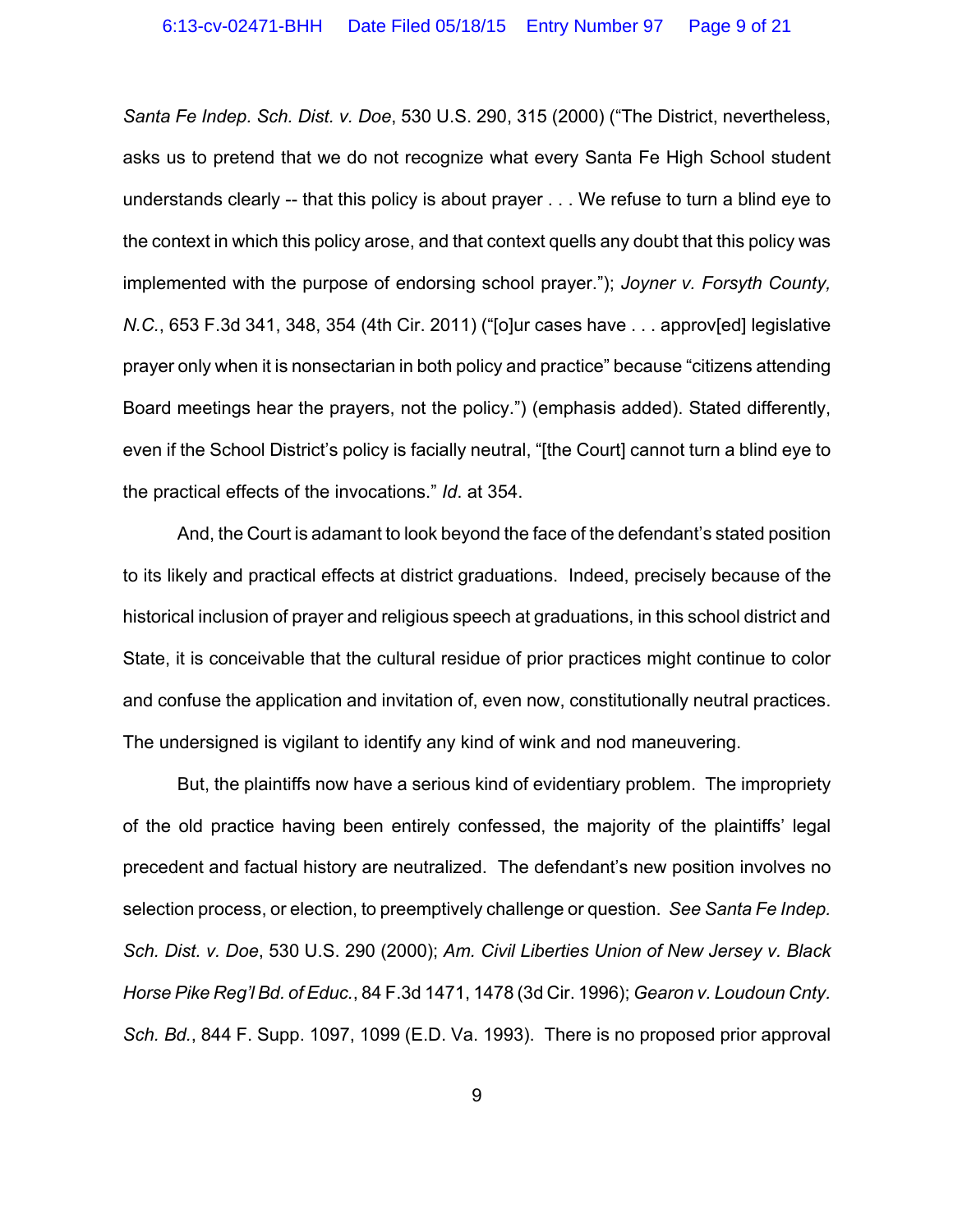*Santa Fe Indep. Sch. Dist. v. Doe*, 530 U.S. 290, 315 (2000) ("The District, nevertheless, asks us to pretend that we do not recognize what every Santa Fe High School student understands clearly -- that this policy is about prayer . . . We refuse to turn a blind eye to the context in which this policy arose, and that context quells any doubt that this policy was implemented with the purpose of endorsing school prayer."); *Joyner v. Forsyth County, N.C.*, 653 F.3d 341, 348, 354 (4th Cir. 2011) ("[o]ur cases have . . . approv[ed] legislative prayer only when it is nonsectarian in both policy and practice" because "citizens attending Board meetings hear the prayers, not the policy.") (emphasis added). Stated differently, even if the School District's policy is facially neutral, "[the Court] cannot turn a blind eye to the practical effects of the invocations." *Id*. at 354.

And, the Court is adamant to look beyond the face of the defendant's stated position to its likely and practical effects at district graduations. Indeed, precisely because of the historical inclusion of prayer and religious speech at graduations, in this school district and State, it is conceivable that the cultural residue of prior practices might continue to color and confuse the application and invitation of, even now, constitutionally neutral practices. The undersigned is vigilant to identify any kind of wink and nod maneuvering.

But, the plaintiffs now have a serious kind of evidentiary problem. The impropriety of the old practice having been entirely confessed, the majority of the plaintiffs' legal precedent and factual history are neutralized. The defendant's new position involves no selection process, or election, to preemptively challenge or question. *See Santa Fe Indep. Sch. Dist. v. Doe*, 530 U.S. 290 (2000); *Am. Civil Liberties Union of New Jersey v. Black Horse Pike Reg'l Bd. of Educ.*, 84 F.3d 1471, 1478 (3d Cir. 1996); *Gearon v. Loudoun Cnty. Sch. Bd.*, 844 F. Supp. 1097, 1099 (E.D. Va. 1993). There is no proposed prior approval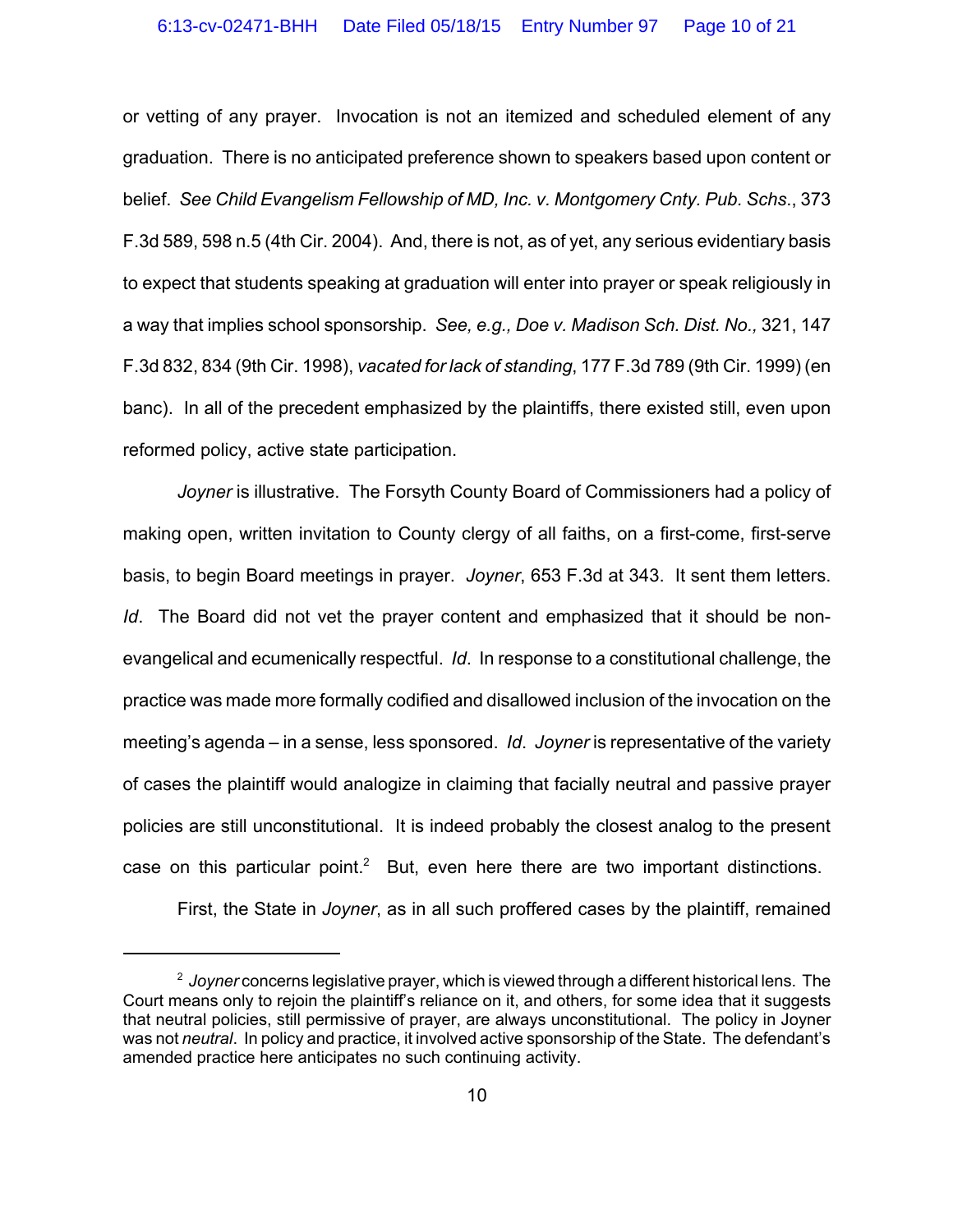or vetting of any prayer. Invocation is not an itemized and scheduled element of any graduation. There is no anticipated preference shown to speakers based upon content or belief. *See Child Evangelism Fellowship of MD, Inc. v. Montgomery Cnty. Pub. Schs.*, 373 F.3d 589, 598 n.5 (4th Cir. 2004). And, there is not, as of yet, any serious evidentiary basis to expect that students speaking at graduation will enter into prayer or speak religiously in a way that implies school sponsorship. *See, e.g., Doe v. Madison Sch. Dist. No.,* 321, 147 F.3d 832, 834 (9th Cir. 1998), *vacated for lack of standing*, 177 F.3d 789 (9th Cir. 1999) (en banc). In all of the precedent emphasized by the plaintiffs, there existed still, even upon reformed policy, active state participation.

*Joyner* is illustrative. The Forsyth County Board of Commissioners had a policy of making open, written invitation to County clergy of all faiths, on a first-come, first-serve basis, to begin Board meetings in prayer. *Joyner*, 653 F.3d at 343. It sent them letters. *Id*. The Board did not vet the prayer content and emphasized that it should be non-evangelical and ecumenically respectful. *Id*. In response to a constitutional challenge, the practice was made more formally codified and disallowed inclusion of the invocation on the meeting's agenda – in a sense, less sponsored. *Id*. *Joyner* is representative of the variety of cases the plaintiff would analogize in claiming that facially neutral and passive prayer policies are still unconstitutional. It is indeed probably the closest analog to the present case on this particular point.[2] But, even here there are two important distinctions.

First, the State in *Joyner*, as in all such proffered cases by the plaintiff, remained

[2] *Joyner* concerns legislative prayer, which is viewed through a different historical lens. The Court means only to rejoin the plaintiff's reliance on it, and others, for some idea that it suggests that neutral policies, still permissive of prayer, are always unconstitutional. The policy in Joyner was not *neutral*. In policy and practice, it involved active sponsorship of the State. The defendant's amended practice here anticipates no such continuing activity.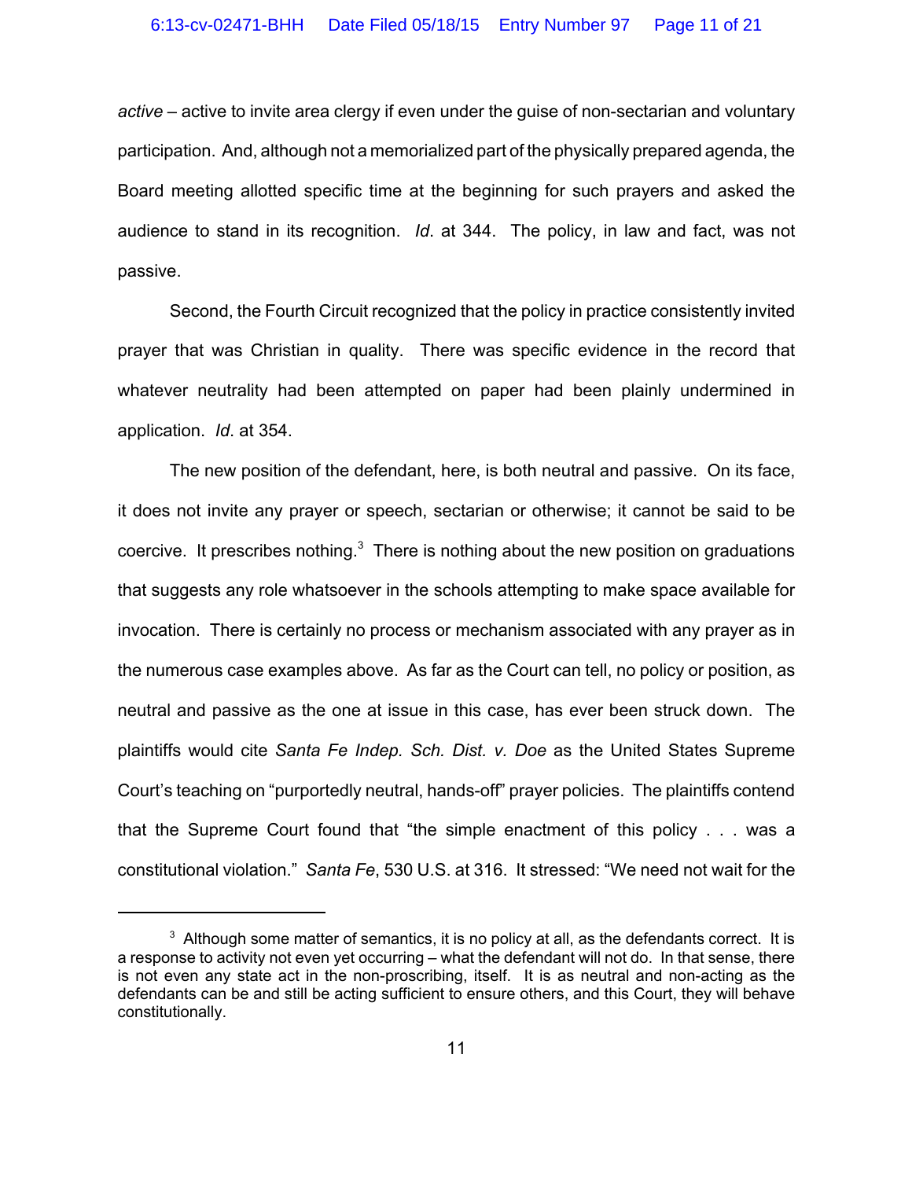*active* – active to invite area clergy if even under the guise of non-sectarian and voluntary participation. And, although not a memorialized part of the physically prepared agenda, the Board meeting allotted specific time at the beginning for such prayers and asked the audience to stand in its recognition. *Id*. at 344. The policy, in law and fact, was not passive.

Second, the Fourth Circuit recognized that the policy in practice consistently invited prayer that was Christian in quality. There was specific evidence in the record that whatever neutrality had been attempted on paper had been plainly undermined in application. *Id*. at 354.

The new position of the defendant, here, is both neutral and passive. On its face, it does not invite any prayer or speech, sectarian or otherwise; it cannot be said to be coercive. It prescribes nothing.[3] There is nothing about the new position on graduations that suggests any role whatsoever in the schools attempting to make space available for invocation. There is certainly no process or mechanism associated with any prayer as in the numerous case examples above. As far as the Court can tell, no policy or position, as neutral and passive as the one at issue in this case, has ever been struck down. The plaintiffs would cite *Santa Fe Indep. Sch. Dist. v. Doe* as the United States Supreme Court's teaching on "purportedly neutral, hands-off" prayer policies. The plaintiffs contend that the Supreme Court found that "the simple enactment of this policy . . . was a constitutional violation." *Santa Fe*, 530 U.S. at 316. It stressed: "We need not wait for the

---

[3] Although some matter of semantics, it is no policy at all, as the defendants correct. It is a response to activity not even yet occurring – what the defendant will not do. In that sense, there is not even any state act in the non-proscribing, itself. It is as neutral and non-acting as the defendants can be and still be acting sufficient to ensure others, and this Court, they will behave constitutionally.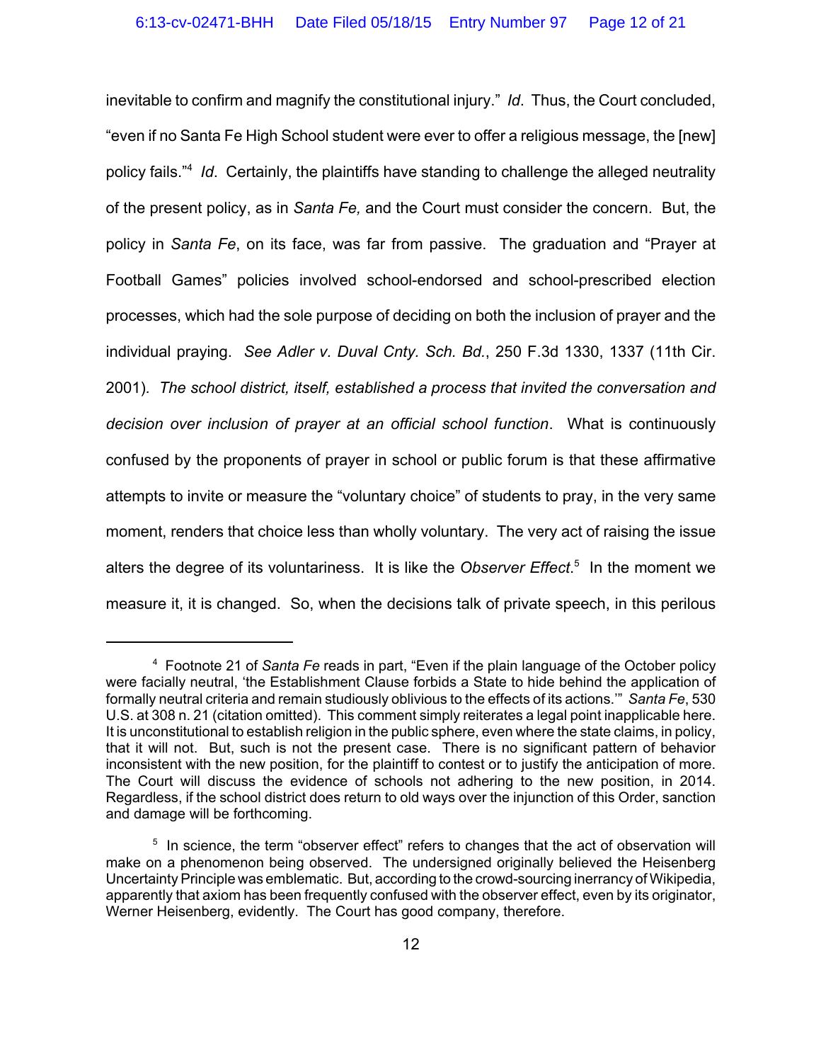inevitable to confirm and magnify the constitutional injury." *Id*. Thus, the Court concluded, "even if no Santa Fe High School student were ever to offer a religious message, the [new] policy fails."[4] *Id*. Certainly, the plaintiffs have standing to challenge the alleged neutrality of the present policy, as in *Santa Fe,* and the Court must consider the concern. But, the policy in *Santa Fe*, on its face, was far from passive. The graduation and "Prayer at Football Games" policies involved school-endorsed and school-prescribed election processes, which had the sole purpose of deciding on both the inclusion of prayer and the individual praying. *See Adler v. Duval Cnty. Sch. Bd.*, 250 F.3d 1330, 1337 (11th Cir. 2001). *The school district, itself, established a process that invited the conversation and decision over inclusion of prayer at an official school function*. What is continuously confused by the proponents of prayer in school or public forum is that these affirmative attempts to invite or measure the "voluntary choice" of students to pray, in the very same moment, renders that choice less than wholly voluntary. The very act of raising the issue alters the degree of its voluntariness. It is like the *Observer Effect*.[5] In the moment we measure it, it is changed. So, when the decisions talk of private speech, in this perilous

---

[4] Footnote 21 of *Santa Fe* reads in part, "Even if the plain language of the October policy were facially neutral, 'the Establishment Clause forbids a State to hide behind the application of formally neutral criteria and remain studiously oblivious to the effects of its actions.'" *Santa Fe*, 530 U.S. at 308 n. 21 (citation omitted). This comment simply reiterates a legal point inapplicable here. It is unconstitutional to establish religion in the public sphere, even where the state claims, in policy, that it will not. But, such is not the present case. There is no significant pattern of behavior inconsistent with the new position, for the plaintiff to contest or to justify the anticipation of more. The Court will discuss the evidence of schools not adhering to the new position, in 2014. Regardless, if the school district does return to old ways over the injunction of this Order, sanction and damage will be forthcoming.

[5] In science, the term "observer effect" refers to changes that the act of observation will make on a phenomenon being observed. The undersigned originally believed the Heisenberg Uncertainty Principle was emblematic. But, according to the crowd-sourcing inerrancy of Wikipedia, apparently that axiom has been frequently confused with the observer effect, even by its originator, Werner Heisenberg, evidently. The Court has good company, therefore.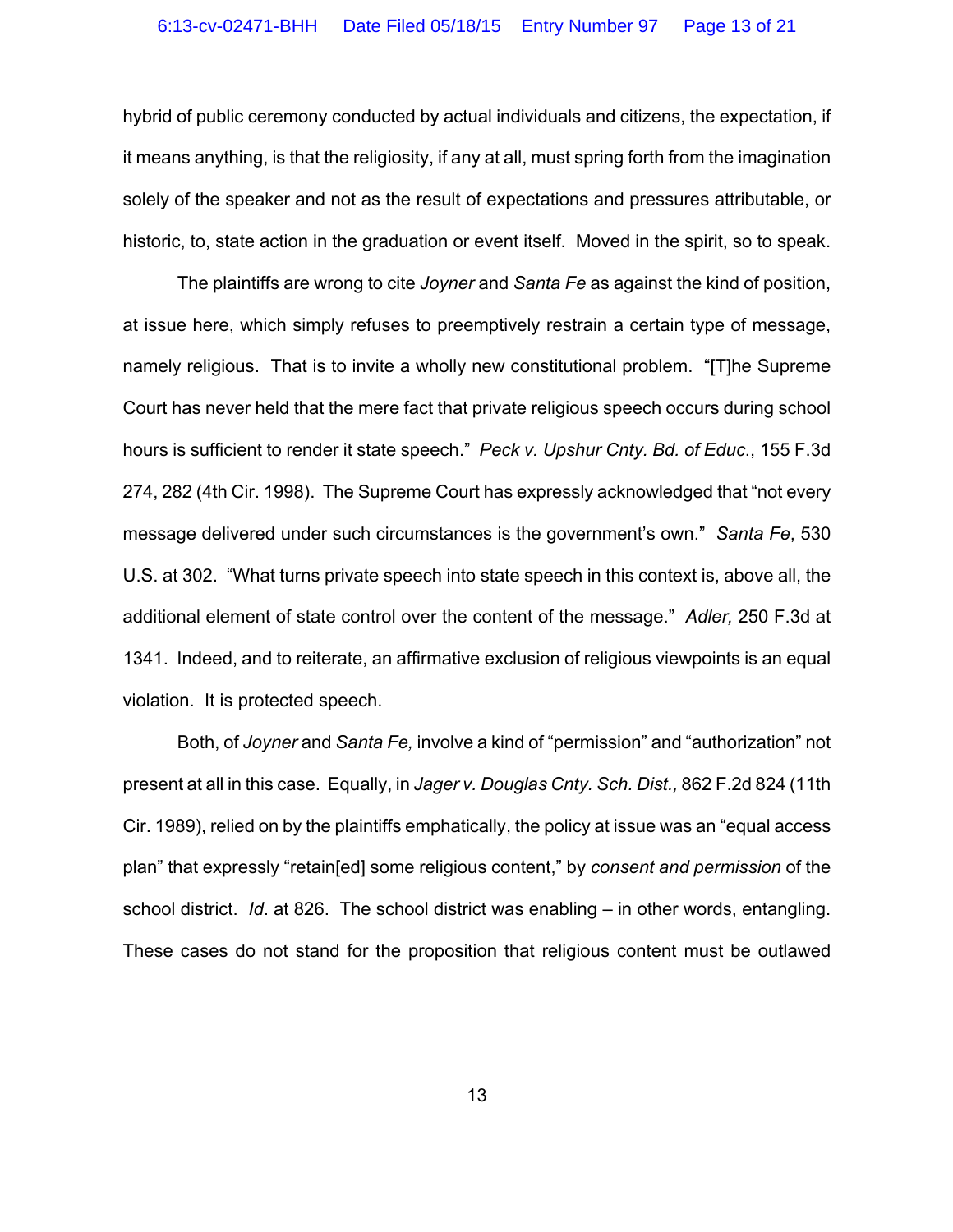hybrid of public ceremony conducted by actual individuals and citizens, the expectation, if it means anything, is that the religiosity, if any at all, must spring forth from the imagination solely of the speaker and not as the result of expectations and pressures attributable, or historic, to, state action in the graduation or event itself. Moved in the spirit, so to speak.

The plaintiffs are wrong to cite *Joyner* and *Santa Fe* as against the kind of position, at issue here, which simply refuses to preemptively restrain a certain type of message, namely religious. That is to invite a wholly new constitutional problem. "[T]he Supreme Court has never held that the mere fact that private religious speech occurs during school hours is sufficient to render it state speech." *Peck v. Upshur Cnty. Bd. of Educ.*, 155 F.3d 274, 282 (4th Cir. 1998). The Supreme Court has expressly acknowledged that "not every message delivered under such circumstances is the government's own." *Santa Fe*, 530 U.S. at 302. "What turns private speech into state speech in this context is, above all, the additional element of state control over the content of the message." *Adler,* 250 F.3d at 1341. Indeed, and to reiterate, an affirmative exclusion of religious viewpoints is an equal violation. It is protected speech.

Both, of *Joyner* and *Santa Fe,* involve a kind of "permission" and "authorization" not present at all in this case. Equally, in *Jager v. Douglas Cnty. Sch. Dist.,* 862 F.2d 824 (11th Cir. 1989), relied on by the plaintiffs emphatically, the policy at issue was an "equal access plan" that expressly "retain[ed] some religious content," by *consent and permission* of the school district. *Id*. at 826. The school district was enabling – in other words, entangling. These cases do not stand for the proposition that religious content must be outlawed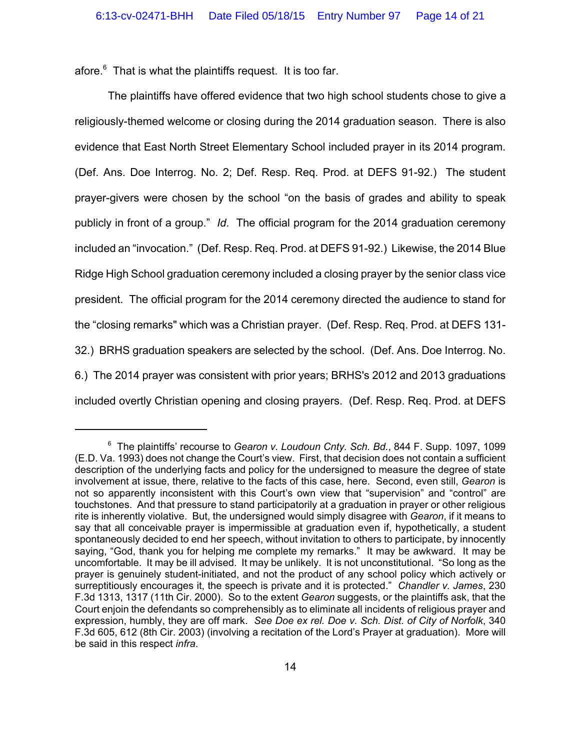afore.[6] That is what the plaintiffs request. It is too far.

The plaintiffs have offered evidence that two high school students chose to give a religiously-themed welcome or closing during the 2014 graduation season. There is also evidence that East North Street Elementary School included prayer in its 2014 program. (Def. Ans. Doe Interrog. No. 2; Def. Resp. Req. Prod. at DEFS 91-92.) The student prayer-givers were chosen by the school "on the basis of grades and ability to speak publicly in front of a group." *Id*. The official program for the 2014 graduation ceremony included an "invocation." (Def. Resp. Req. Prod. at DEFS 91-92.) Likewise, the 2014 Blue Ridge High School graduation ceremony included a closing prayer by the senior class vice president. The official program for the 2014 ceremony directed the audience to stand for the "closing remarks" which was a Christian prayer. (Def. Resp. Req. Prod. at DEFS 131-32.) BRHS graduation speakers are selected by the school. (Def. Ans. Doe Interrog. No. 6.) The 2014 prayer was consistent with prior years; BRHS's 2012 and 2013 graduations included overtly Christian opening and closing prayers. (Def. Resp. Req. Prod. at DEFS

---

[6] The plaintiffs' recourse to *Gearon v. Loudoun Cnty. Sch. Bd.*, 844 F. Supp. 1097, 1099 (E.D. Va. 1993) does not change the Court's view. First, that decision does not contain a sufficient description of the underlying facts and policy for the undersigned to measure the degree of state involvement at issue, there, relative to the facts of this case, here. Second, even still, *Gearon* is not so apparently inconsistent with this Court's own view that "supervision" and "control" are touchstones. And that pressure to stand participatorily at a graduation in prayer or other religious rite is inherently violative. But, the undersigned would simply disagree with *Gearon*, if it means to say that all conceivable prayer is impermissible at graduation even if, hypothetically, a student spontaneously decided to end her speech, without invitation to others to participate, by innocently saying, "God, thank you for helping me complete my remarks." It may be awkward. It may be uncomfortable. It may be ill advised. It may be unlikely. It is not unconstitutional. "So long as the prayer is genuinely student-initiated, and not the product of any school policy which actively or surreptitiously encourages it, the speech is private and it is protected." *Chandler v. James*, 230 F.3d 1313, 1317 (11th Cir. 2000). So to the extent *Gearon* suggests, or the plaintiffs ask, that the Court enjoin the defendants so comprehensibly as to eliminate all incidents of religious prayer and expression, humbly, they are off mark. *See Doe ex rel. Doe v. Sch. Dist. of City of Norfolk*, 340 F.3d 605, 612 (8th Cir. 2003) (involving a recitation of the Lord's Prayer at graduation). More will be said in this respect *infra*.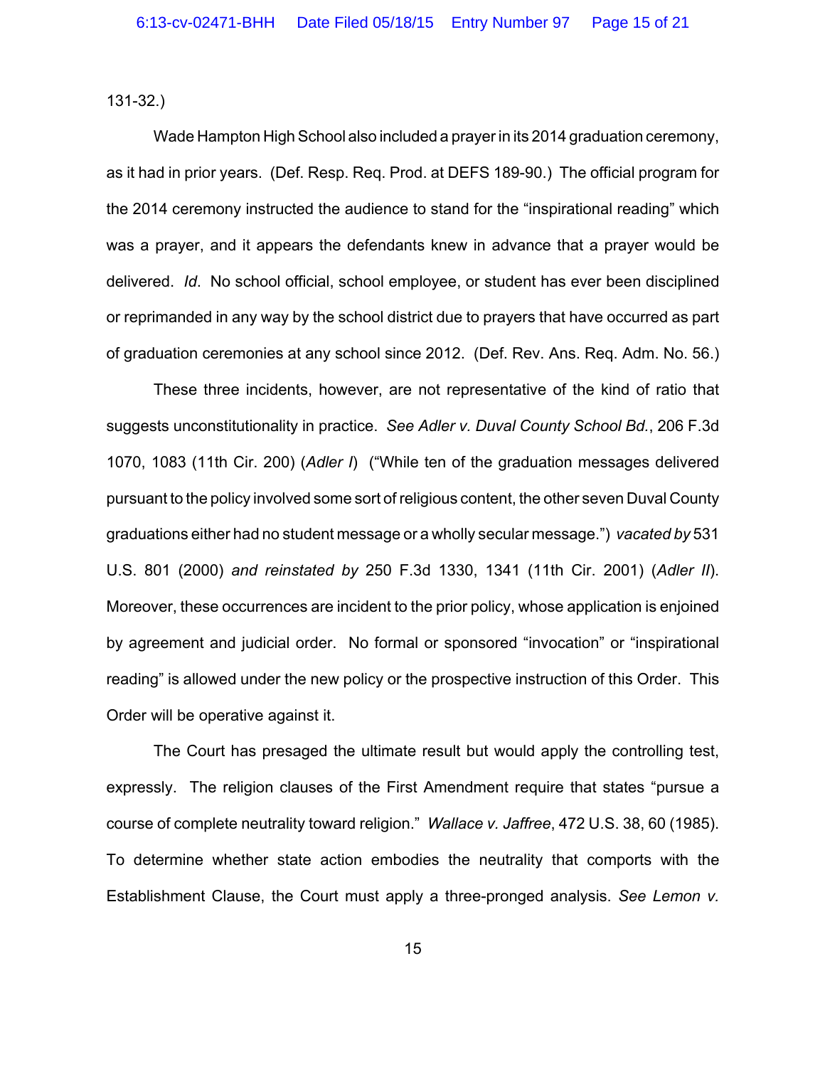131-32.)

Wade Hampton High School also included a prayer in its 2014 graduation ceremony, as it had in prior years. (Def. Resp. Req. Prod. at DEFS 189-90.) The official program for the 2014 ceremony instructed the audience to stand for the "inspirational reading" which was a prayer, and it appears the defendants knew in advance that a prayer would be delivered. *Id.* No school official, school employee, or student has ever been disciplined or reprimanded in any way by the school district due to prayers that have occurred as part of graduation ceremonies at any school since 2012. (Def. Rev. Ans. Req. Adm. No. 56.)

These three incidents, however, are not representative of the kind of ratio that suggests unconstitutionality in practice. *See Adler v. Duval County School Bd.*, 206 F.3d 1070, 1083 (11th Cir. 200) (*Adler I*) ("While ten of the graduation messages delivered pursuant to the policy involved some sort of religious content, the other seven Duval County graduations either had no student message or a wholly secular message.") *vacated by* 531 U.S. 801 (2000) *and reinstated by* 250 F.3d 1330, 1341 (11th Cir. 2001) (*Adler II*). Moreover, these occurrences are incident to the prior policy, whose application is enjoined by agreement and judicial order. No formal or sponsored "invocation" or "inspirational reading" is allowed under the new policy or the prospective instruction of this Order. This Order will be operative against it.

The Court has presaged the ultimate result but would apply the controlling test, expressly. The religion clauses of the First Amendment require that states "pursue a course of complete neutrality toward religion." *Wallace v. Jaffree*, 472 U.S. 38, 60 (1985). To determine whether state action embodies the neutrality that comports with the Establishment Clause, the Court must apply a three-pronged analysis. *See Lemon v.*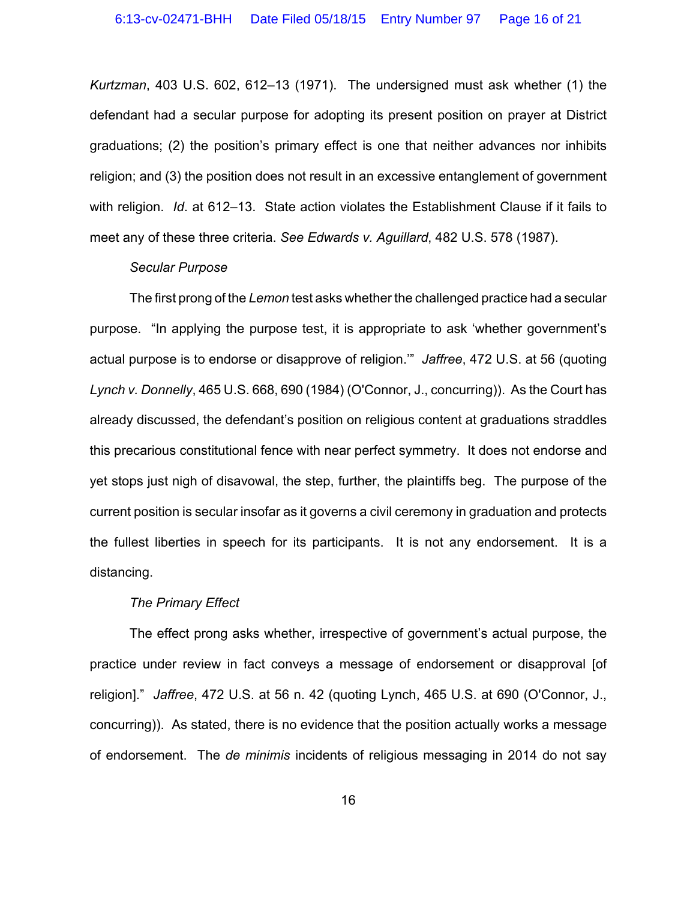*Kurtzman*, 403 U.S. 602, 612–13 (1971). The undersigned must ask whether (1) the defendant had a secular purpose for adopting its present position on prayer at District graduations; (2) the position's primary effect is one that neither advances nor inhibits religion; and (3) the position does not result in an excessive entanglement of government with religion. *Id*. at 612–13. State action violates the Establishment Clause if it fails to meet any of these three criteria. *See Edwards v. Aguillard*, 482 U.S. 578 (1987).

*Secular Purpose*

The first prong of the *Lemon* test asks whether the challenged practice had a secular purpose. "In applying the purpose test, it is appropriate to ask 'whether government's actual purpose is to endorse or disapprove of religion.'" *Jaffree*, 472 U.S. at 56 (quoting *Lynch v. Donnelly*, 465 U.S. 668, 690 (1984) (O'Connor, J., concurring)). As the Court has already discussed, the defendant's position on religious content at graduations straddles this precarious constitutional fence with near perfect symmetry. It does not endorse and yet stops just nigh of disavowal, the step, further, the plaintiffs beg. The purpose of the current position is secular insofar as it governs a civil ceremony in graduation and protects the fullest liberties in speech for its participants. It is not any endorsement. It is a distancing.

*The Primary Effect*

The effect prong asks whether, irrespective of government's actual purpose, the practice under review in fact conveys a message of endorsement or disapproval [of religion]." *Jaffree*, 472 U.S. at 56 n. 42 (quoting Lynch, 465 U.S. at 690 (O'Connor, J., concurring)). As stated, there is no evidence that the position actually works a message of endorsement. The *de minimis* incidents of religious messaging in 2014 do not say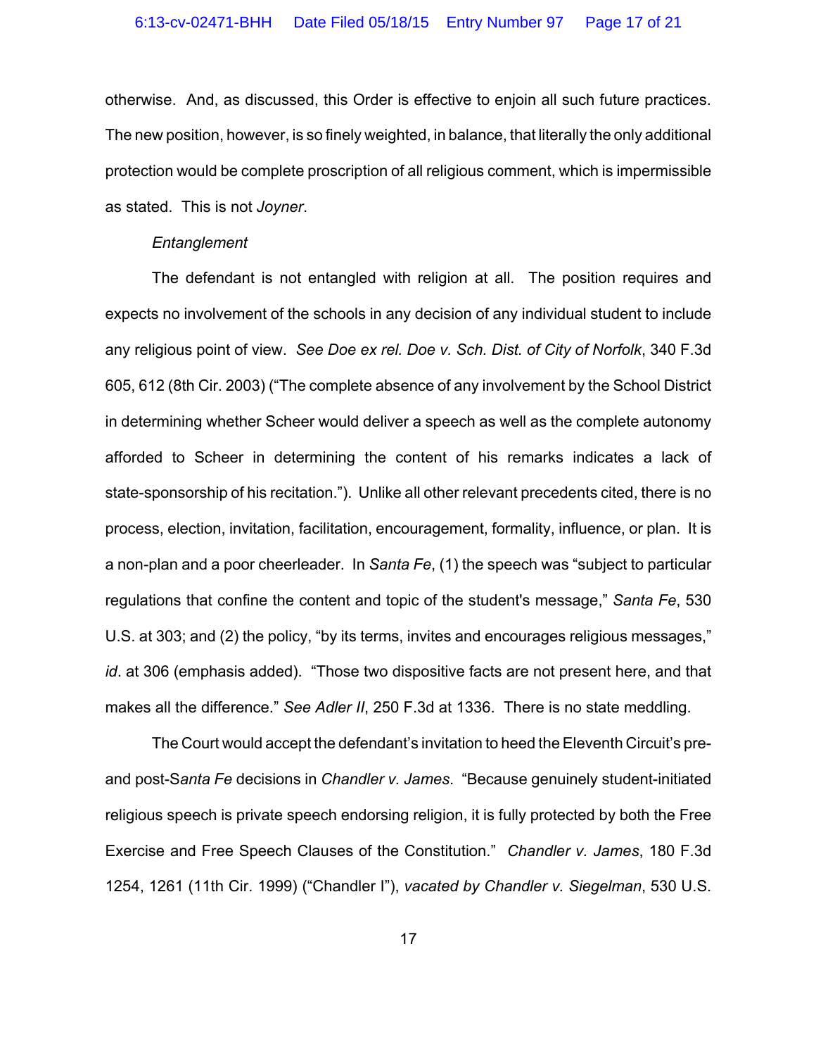otherwise. And, as discussed, this Order is effective to enjoin all such future practices. The new position, however, is so finely weighted, in balance, that literally the only additional protection would be complete proscription of all religious comment, which is impermissible as stated. This is not *Joyner*.

*Entanglement*

The defendant is not entangled with religion at all. The position requires and expects no involvement of the schools in any decision of any individual student to include any religious point of view. *See Doe ex rel. Doe v. Sch. Dist. of City of Norfolk*, 340 F.3d 605, 612 (8th Cir. 2003) ("The complete absence of any involvement by the School District in determining whether Scheer would deliver a speech as well as the complete autonomy afforded to Scheer in determining the content of his remarks indicates a lack of state-sponsorship of his recitation."). Unlike all other relevant precedents cited, there is no process, election, invitation, facilitation, encouragement, formality, influence, or plan. It is a non-plan and a poor cheerleader. In *Santa Fe*, (1) the speech was "subject to particular regulations that confine the content and topic of the student's message," *Santa Fe*, 530 U.S. at 303; and (2) the policy, "by its terms, invites and encourages religious messages," *id*. at 306 (emphasis added). "Those two dispositive facts are not present here, and that makes all the difference." *See Adler II*, 250 F.3d at 1336. There is no state meddling.

The Court would accept the defendant's invitation to heed the Eleventh Circuit's pre- and post-S*anta Fe* decisions in *Chandler v. James*. "Because genuinely student-initiated religious speech is private speech endorsing religion, it is fully protected by both the Free Exercise and Free Speech Clauses of the Constitution." *Chandler v. James*, 180 F.3d 1254, 1261 (11th Cir. 1999) ("Chandler I"), *vacated by Chandler v. Siegelman*, 530 U.S.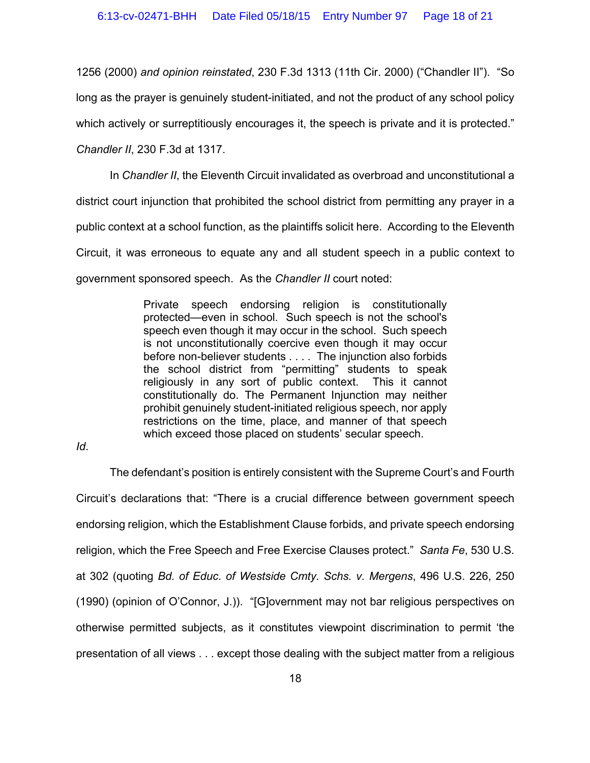1256 (2000) *and opinion reinstated*, 230 F.3d 1313 (11th Cir. 2000) ("Chandler II"). "So long as the prayer is genuinely student-initiated, and not the product of any school policy which actively or surreptitiously encourages it, the speech is private and it is protected." *Chandler II*, 230 F.3d at 1317.

In *Chandler II*, the Eleventh Circuit invalidated as overbroad and unconstitutional a district court injunction that prohibited the school district from permitting any prayer in a public context at a school function, as the plaintiffs solicit here. According to the Eleventh Circuit, it was erroneous to equate any and all student speech in a public context to government sponsored speech. As the *Chandler II* court noted:

> Private speech endorsing religion is constitutionally protected—even in school. Such speech is not the school's speech even though it may occur in the school. Such speech is not unconstitutionally coercive even though it may occur before non-believer students . . . . The injunction also forbids the school district from "permitting" students to speak religiously in any sort of public context. This it cannot constitutionally do. The Permanent Injunction may neither prohibit genuinely student-initiated religious speech, nor apply restrictions on the time, place, and manner of that speech which exceed those placed on students' secular speech.

*Id*.

The defendant's position is entirely consistent with the Supreme Court's and Fourth Circuit's declarations that: "There is a crucial difference between government speech endorsing religion, which the Establishment Clause forbids, and private speech endorsing religion, which the Free Speech and Free Exercise Clauses protect." *Santa Fe*, 530 U.S. at 302 (quoting *Bd. of Educ. of Westside Cmty. Schs. v. Mergens*, 496 U.S. 226, 250 (1990) (opinion of O'Connor, J.)). "[G]overnment may not bar religious perspectives on otherwise permitted subjects, as it constitutes viewpoint discrimination to permit 'the presentation of all views . . . except those dealing with the subject matter from a religious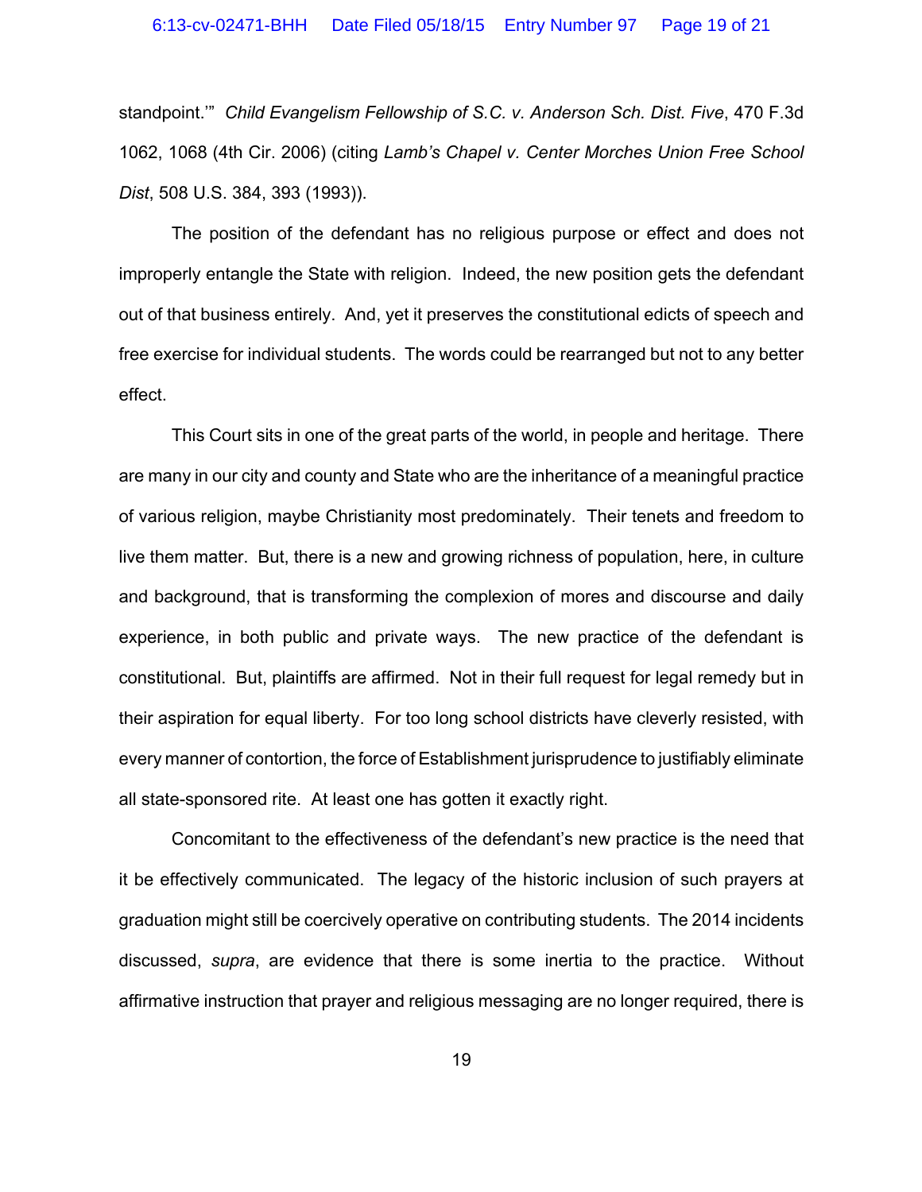standpoint.'" *Child Evangelism Fellowship of S.C. v. Anderson Sch. Dist. Five*, 470 F.3d 1062, 1068 (4th Cir. 2006) (citing *Lamb's Chapel v. Center Morches Union Free School Dist*, 508 U.S. 384, 393 (1993)).

The position of the defendant has no religious purpose or effect and does not improperly entangle the State with religion. Indeed, the new position gets the defendant out of that business entirely. And, yet it preserves the constitutional edicts of speech and free exercise for individual students. The words could be rearranged but not to any better effect.

This Court sits in one of the great parts of the world, in people and heritage. There are many in our city and county and State who are the inheritance of a meaningful practice of various religion, maybe Christianity most predominately. Their tenets and freedom to live them matter. But, there is a new and growing richness of population, here, in culture and background, that is transforming the complexion of mores and discourse and daily experience, in both public and private ways. The new practice of the defendant is constitutional. But, plaintiffs are affirmed. Not in their full request for legal remedy but in their aspiration for equal liberty. For too long school districts have cleverly resisted, with every manner of contortion, the force of Establishment jurisprudence to justifiably eliminate all state-sponsored rite. At least one has gotten it exactly right.

Concomitant to the effectiveness of the defendant's new practice is the need that it be effectively communicated. The legacy of the historic inclusion of such prayers at graduation might still be coercively operative on contributing students. The 2014 incidents discussed, *supra*, are evidence that there is some inertia to the practice. Without affirmative instruction that prayer and religious messaging are no longer required, there is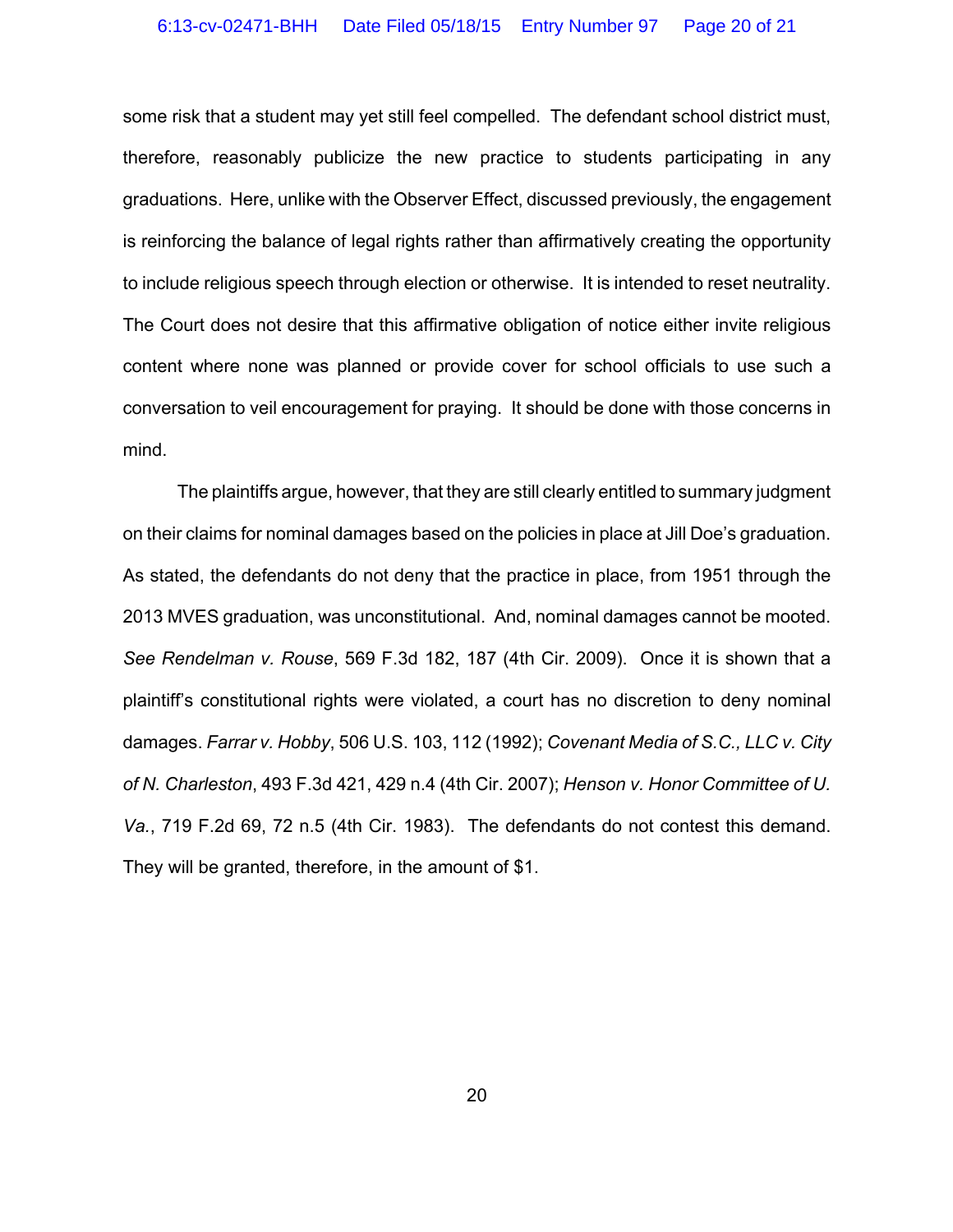some risk that a student may yet still feel compelled. The defendant school district must, therefore, reasonably publicize the new practice to students participating in any graduations. Here, unlike with the Observer Effect, discussed previously, the engagement is reinforcing the balance of legal rights rather than affirmatively creating the opportunity to include religious speech through election or otherwise. It is intended to reset neutrality. The Court does not desire that this affirmative obligation of notice either invite religious content where none was planned or provide cover for school officials to use such a conversation to veil encouragement for praying. It should be done with those concerns in mind.

The plaintiffs argue, however, that they are still clearly entitled to summary judgment on their claims for nominal damages based on the policies in place at Jill Doe's graduation. As stated, the defendants do not deny that the practice in place, from 1951 through the 2013 MVES graduation, was unconstitutional. And, nominal damages cannot be mooted. *See Rendelman v. Rouse*, 569 F.3d 182, 187 (4th Cir. 2009). Once it is shown that a plaintiff's constitutional rights were violated, a court has no discretion to deny nominal damages. *Farrar v. Hobby*, 506 U.S. 103, 112 (1992); *Covenant Media of S.C., LLC v. City of N. Charleston*, 493 F.3d 421, 429 n.4 (4th Cir. 2007); *Henson v. Honor Committee of U. Va.*, 719 F.2d 69, 72 n.5 (4th Cir. 1983). The defendants do not contest this demand. They will be granted, therefore, in the amount of $1.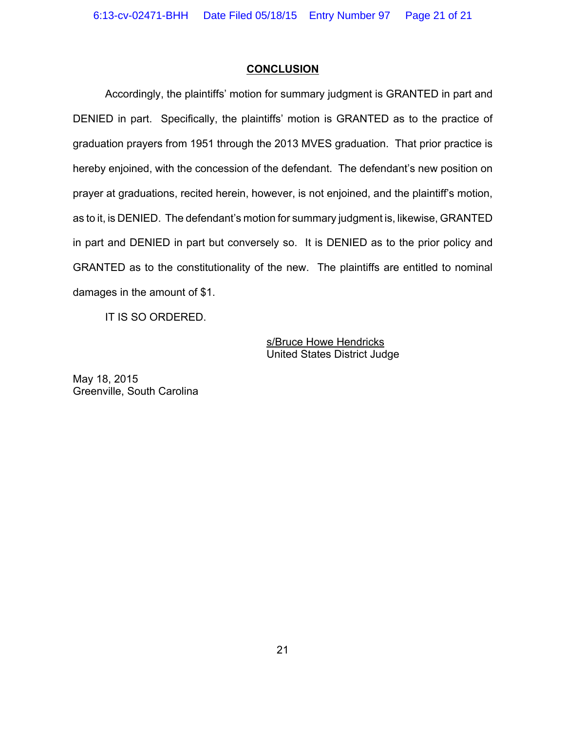## CONCLUSION

Accordingly, the plaintiffs' motion for summary judgment is GRANTED in part and DENIED in part. Specifically, the plaintiffs' motion is GRANTED as to the practice of graduation prayers from 1951 through the 2013 MVES graduation. That prior practice is hereby enjoined, with the concession of the defendant. The defendant's new position on prayer at graduations, recited herein, however, is not enjoined, and the plaintiff's motion, as to it, is DENIED. The defendant's motion for summary judgment is, likewise, GRANTED in part and DENIED in part but conversely so. It is DENIED as to the prior policy and GRANTED as to the constitutionality of the new. The plaintiffs are entitled to nominal damages in the amount of $1.

IT IS SO ORDERED.

s/Bruce Howe Hendricks
United States District Judge

May 18, 2015
Greenville, South Carolina